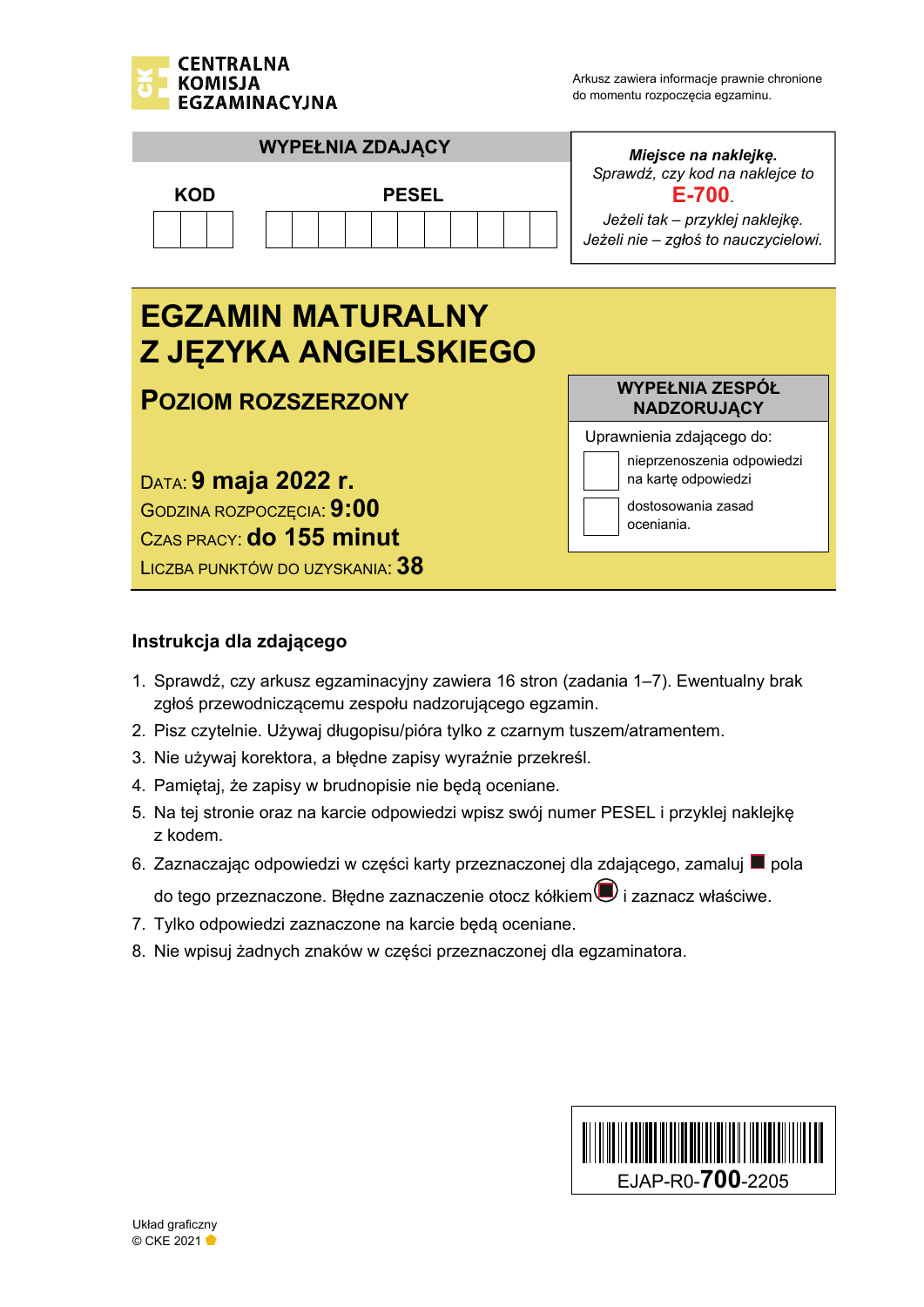CENTRALNA KOMISJA EGZAMINACYJNA

Arkusz zawiera informacje prawnie chronione do momentu rozpoczęcia egzaminu.

**WYPEŁNIA ZDAJĄCY**

| KOD | PESEL |
|---|---|
| | |

***Miejsce na naklejkę.***
*Sprawdź, czy kod na naklejce to* **E-700**.
*Jeżeli tak – przyklej naklejkę.*
*Jeżeli nie – zgłoś to nauczycielowi.*

# EGZAMIN MATURALNY Z JĘZYKA ANGIELSKIEGO

## POZIOM ROZSZERZONY

DATA: **9 maja 2022 r.**
GODZINA ROZPOCZĘCIA: **9:00**
CZAS PRACY: **do 155 minut**
LICZBA PUNKTÓW DO UZYSKANIA: **38**

**WYPEŁNIA ZESPÓŁ NADZORUJĄCY**

Uprawnienia zdającego do:

- ☐ nieprzenoszenia odpowiedzi na kartę odpowiedzi
- ☐ dostosowania zasad oceniania.

### Instrukcja dla zdającego

1. Sprawdź, czy arkusz egzaminacyjny zawiera 16 stron (zadania 1–7). Ewentualny brak zgłoś przewodniczącemu zespołu nadzorującego egzamin.
2. Pisz czytelnie. Używaj długopisu/pióra tylko z czarnym tuszem/atramentem.
3. Nie używaj korektora, a błędne zapisy wyraźnie przekreśl.
4. Pamiętaj, że zapisy w brudnopisie nie będą oceniane.
5. Na tej stronie oraz na karcie odpowiedzi wpisz swój numer PESEL i przyklej naklejkę z kodem.
6. Zaznaczając odpowiedzi w części karty przeznaczonej dla zdającego, zamaluj ■ pola do tego przeznaczone. Błędne zaznaczenie otocz kółkiem i zaznacz właściwe.
7. Tylko odpowiedzi zaznaczone na karcie będą oceniane.
8. Nie wpisuj żadnych znaków w części przeznaczonej dla egzaminatora.

EJAP-R0-700-2205

Układ graficzny
© CKE 2021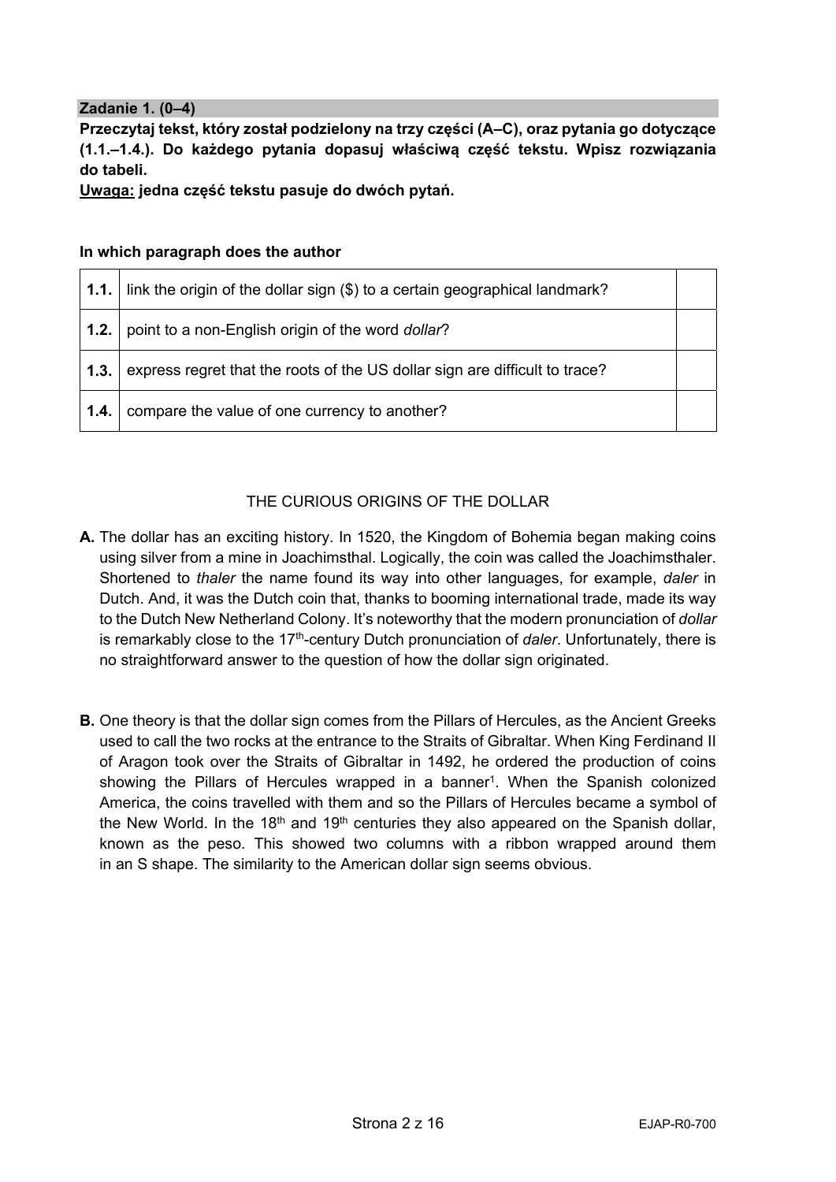**Zadanie 1. (0–4)**

**Przeczytaj tekst, który został podzielony na trzy części (A–C), oraz pytania go dotyczące (1.1.–1.4.). Do każdego pytania dopasuj właściwą część tekstu. Wpisz rozwiązania do tabeli.**

**<u>Uwaga:</u> jedna część tekstu pasuje do dwóch pytań.**

**In which paragraph does the author**

| | | |
|---|---|---|
| **1.1.** | link the origin of the dollar sign ($) to a certain geographical landmark? | |
| **1.2.** | point to a non-English origin of the word *dollar*? | |
| **1.3.** | express regret that the roots of the US dollar sign are difficult to trace? | |
| **1.4.** | compare the value of one currency to another? | |

THE CURIOUS ORIGINS OF THE DOLLAR

**A.** The dollar has an exciting history. In 1520, the Kingdom of Bohemia began making coins using silver from a mine in Joachimsthal. Logically, the coin was called the Joachimsthaler. Shortened to *thaler* the name found its way into other languages, for example, *daler* in Dutch. And, it was the Dutch coin that, thanks to booming international trade, made its way to the Dutch New Netherland Colony. It's noteworthy that the modern pronunciation of *dollar* is remarkably close to the 17th-century Dutch pronunciation of *daler*. Unfortunately, there is no straightforward answer to the question of how the dollar sign originated.

**B.** One theory is that the dollar sign comes from the Pillars of Hercules, as the Ancient Greeks used to call the two rocks at the entrance to the Straits of Gibraltar. When King Ferdinand II of Aragon took over the Straits of Gibraltar in 1492, he ordered the production of coins showing the Pillars of Hercules wrapped in a banner[1]. When the Spanish colonized America, the coins travelled with them and so the Pillars of Hercules became a symbol of the New World. In the 18th and 19th centuries they also appeared on the Spanish dollar, known as the peso. This showed two columns with a ribbon wrapped around them in an S shape. The similarity to the American dollar sign seems obvious.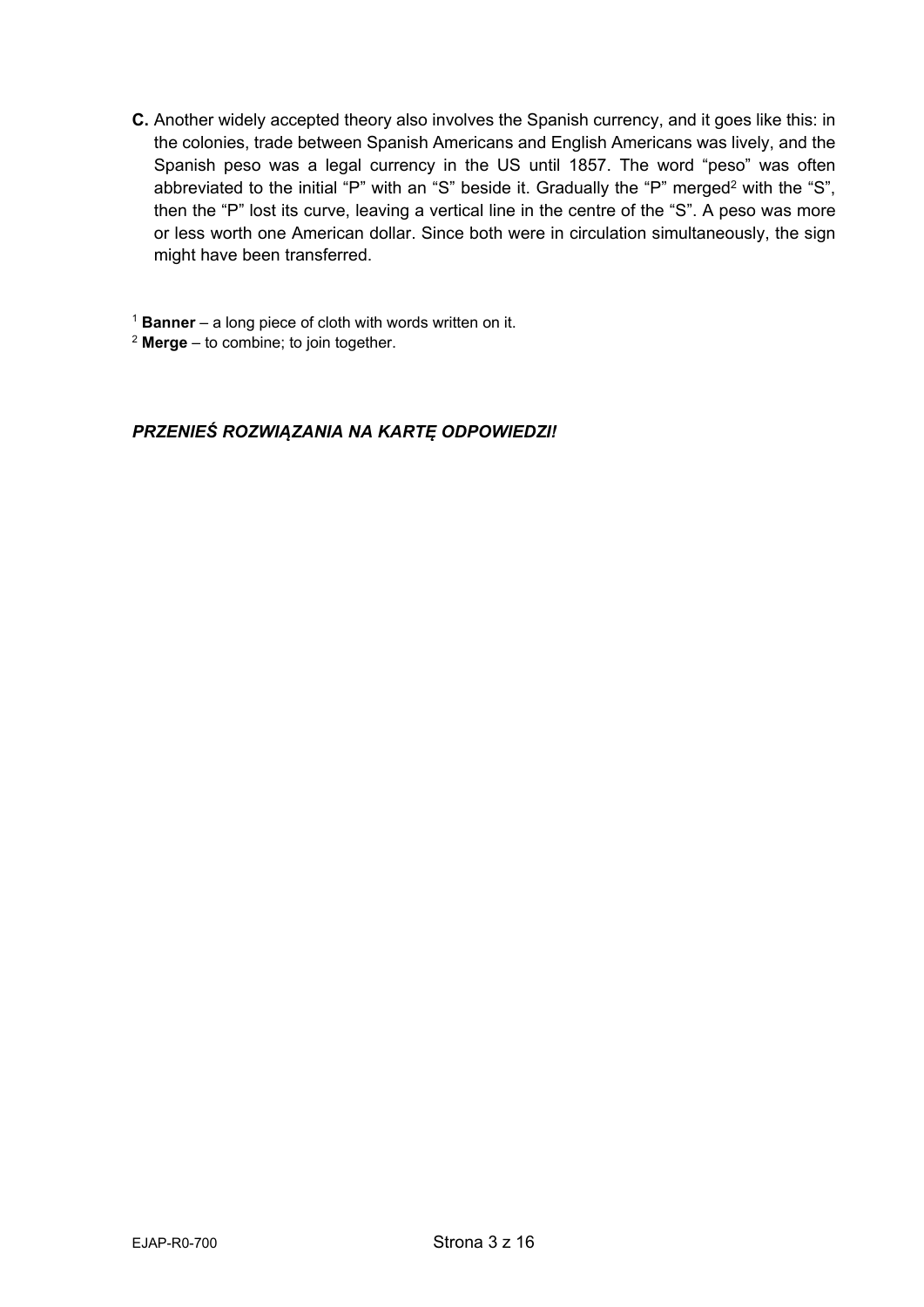**C.** Another widely accepted theory also involves the Spanish currency, and it goes like this: in the colonies, trade between Spanish Americans and English Americans was lively, and the Spanish peso was a legal currency in the US until 1857. The word "peso" was often abbreviated to the initial "P" with an "S" beside it. Gradually the "P" merged[2] with the "S", then the "P" lost its curve, leaving a vertical line in the centre of the "S". A peso was more or less worth one American dollar. Since both were in circulation simultaneously, the sign might have been transferred.

[1] **Banner** – a long piece of cloth with words written on it.
[2] **Merge** – to combine; to join together.

***PRZENIEŚ ROZWIĄZANIA NA KARTĘ ODPOWIEDZI!***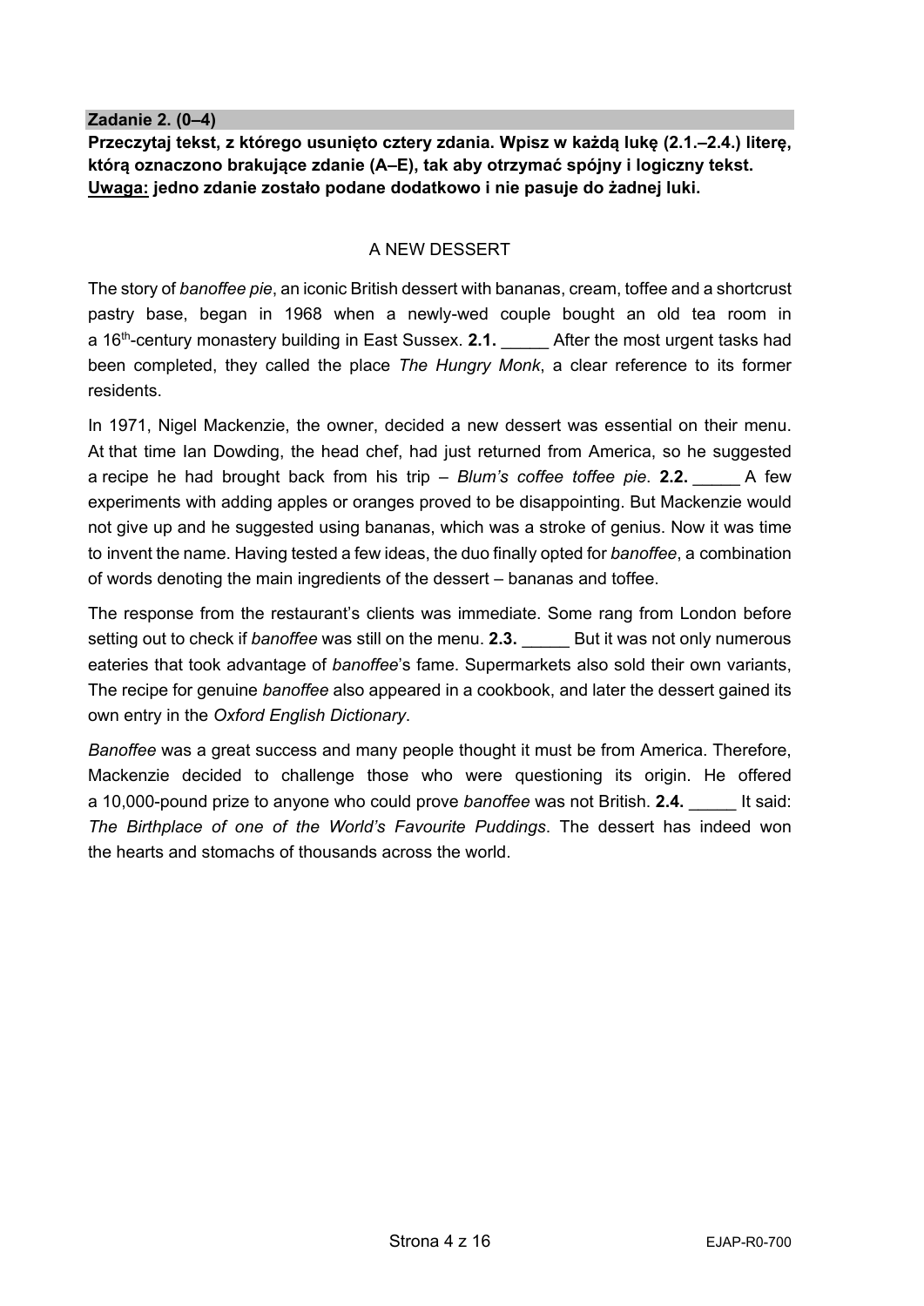**Zadanie 2. (0–4)**

**Przeczytaj tekst, z którego usunięto cztery zdania. Wpisz w każdą lukę (2.1.–2.4.) literę, którą oznaczono brakujące zdanie (A–E), tak aby otrzymać spójny i logiczny tekst.**
**<u>Uwaga:</u> jedno zdanie zostało podane dodatkowo i nie pasuje do żadnej luki.**

A NEW DESSERT

The story of *banoffee pie*, an iconic British dessert with bananas, cream, toffee and a shortcrust pastry base, began in 1968 when a newly-wed couple bought an old tea room in a 16th-century monastery building in East Sussex. **2.1.** _____ After the most urgent tasks had been completed, they called the place *The Hungry Monk*, a clear reference to its former residents.

In 1971, Nigel Mackenzie, the owner, decided a new dessert was essential on their menu. At that time Ian Dowding, the head chef, had just returned from America, so he suggested a recipe he had brought back from his trip – *Blum's coffee toffee pie*. **2.2.** _____ A few experiments with adding apples or oranges proved to be disappointing. But Mackenzie would not give up and he suggested using bananas, which was a stroke of genius. Now it was time to invent the name. Having tested a few ideas, the duo finally opted for *banoffee*, a combination of words denoting the main ingredients of the dessert – bananas and toffee.

The response from the restaurant's clients was immediate. Some rang from London before setting out to check if *banoffee* was still on the menu. **2.3.** _____ But it was not only numerous eateries that took advantage of *banoffee*'s fame. Supermarkets also sold their own variants, The recipe for genuine *banoffee* also appeared in a cookbook, and later the dessert gained its own entry in the *Oxford English Dictionary*.

*Banoffee* was a great success and many people thought it must be from America. Therefore, Mackenzie decided to challenge those who were questioning its origin. He offered a 10,000-pound prize to anyone who could prove *banoffee* was not British. **2.4.** _____ It said: *The Birthplace of one of the World's Favourite Puddings*. The dessert has indeed won the hearts and stomachs of thousands across the world.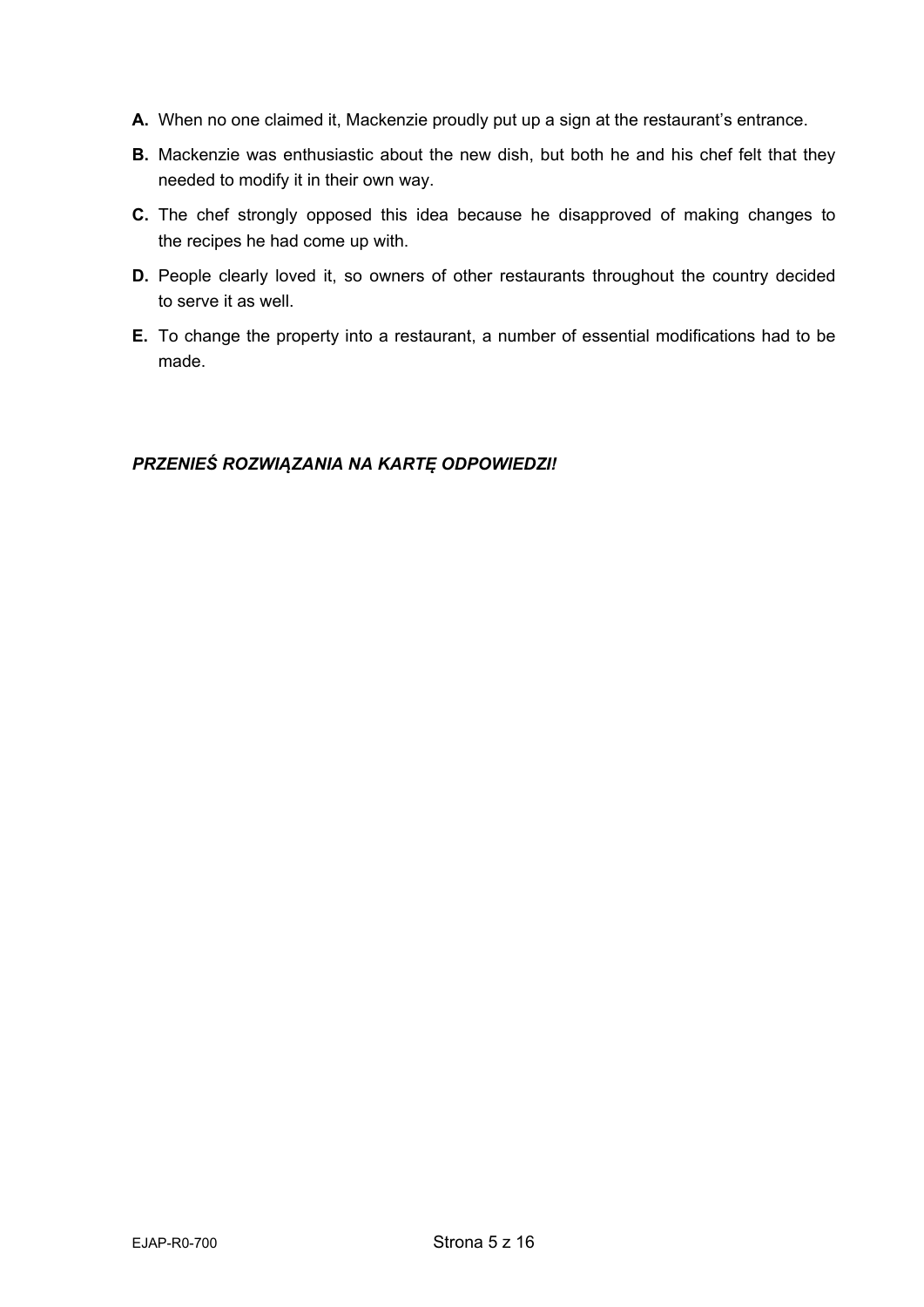**A.** When no one claimed it, Mackenzie proudly put up a sign at the restaurant's entrance.

**B.** Mackenzie was enthusiastic about the new dish, but both he and his chef felt that they needed to modify it in their own way.

**C.** The chef strongly opposed this idea because he disapproved of making changes to the recipes he had come up with.

**D.** People clearly loved it, so owners of other restaurants throughout the country decided to serve it as well.

**E.** To change the property into a restaurant, a number of essential modifications had to be made.

***PRZENIEŚ ROZWIĄZANIA NA KARTĘ ODPOWIEDZI!***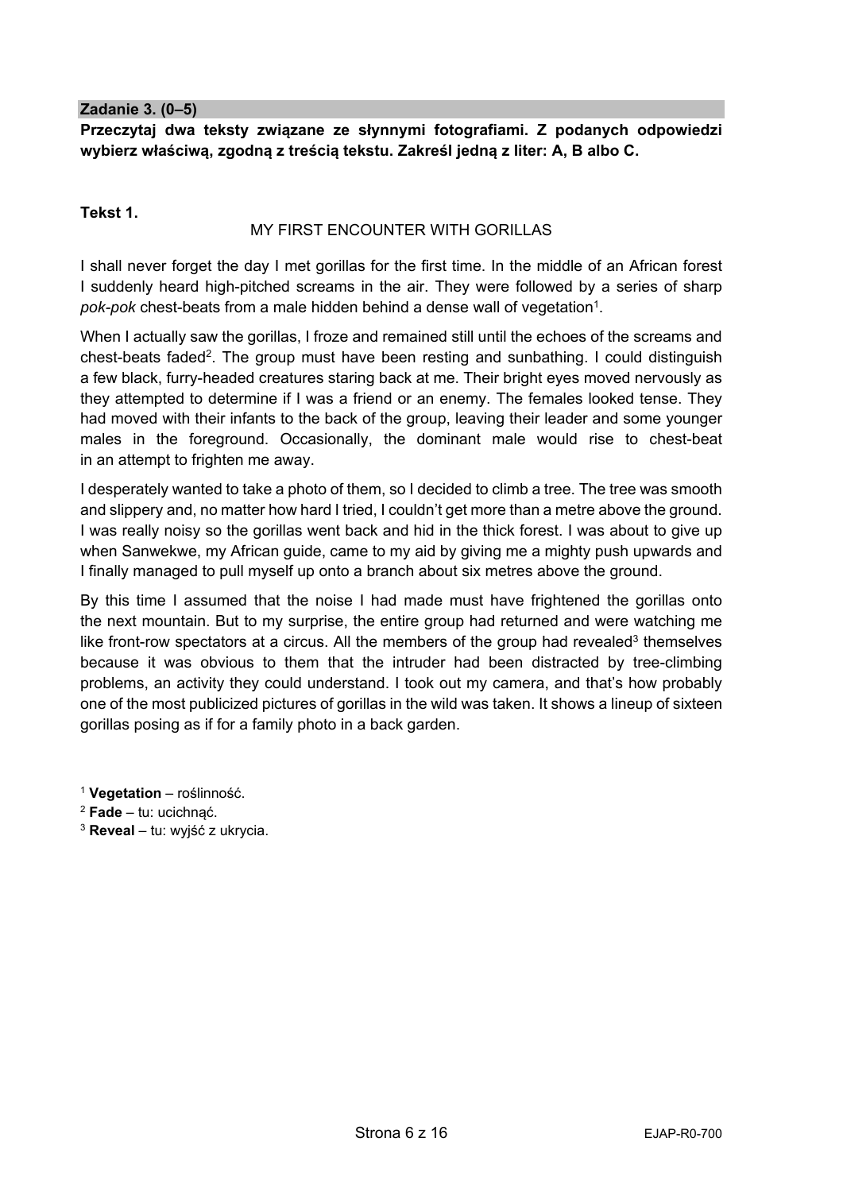**Zadanie 3. (0–5)**

**Przeczytaj dwa teksty związane ze słynnymi fotografiami. Z podanych odpowiedzi wybierz właściwą, zgodną z treścią tekstu. Zakreśl jedną z liter: A, B albo C.**

**Tekst 1.**

MY FIRST ENCOUNTER WITH GORILLAS

I shall never forget the day I met gorillas for the first time. In the middle of an African forest I suddenly heard high-pitched screams in the air. They were followed by a series of sharp *pok-pok* chest-beats from a male hidden behind a dense wall of vegetation[1].

When I actually saw the gorillas, I froze and remained still until the echoes of the screams and chest-beats faded[2]. The group must have been resting and sunbathing. I could distinguish a few black, furry-headed creatures staring back at me. Their bright eyes moved nervously as they attempted to determine if I was a friend or an enemy. The females looked tense. They had moved with their infants to the back of the group, leaving their leader and some younger males in the foreground. Occasionally, the dominant male would rise to chest-beat in an attempt to frighten me away.

I desperately wanted to take a photo of them, so I decided to climb a tree. The tree was smooth and slippery and, no matter how hard I tried, I couldn't get more than a metre above the ground. I was really noisy so the gorillas went back and hid in the thick forest. I was about to give up when Sanwekwe, my African guide, came to my aid by giving me a mighty push upwards and I finally managed to pull myself up onto a branch about six metres above the ground.

By this time I assumed that the noise I had made must have frightened the gorillas onto the next mountain. But to my surprise, the entire group had returned and were watching me like front-row spectators at a circus. All the members of the group had revealed[3] themselves because it was obvious to them that the intruder had been distracted by tree-climbing problems, an activity they could understand. I took out my camera, and that's how probably one of the most publicized pictures of gorillas in the wild was taken. It shows a lineup of sixteen gorillas posing as if for a family photo in a back garden.

[1] **Vegetation** – roślinność.
[2] **Fade** – tu: ucichnąć.
[3] **Reveal** – tu: wyjść z ukrycia.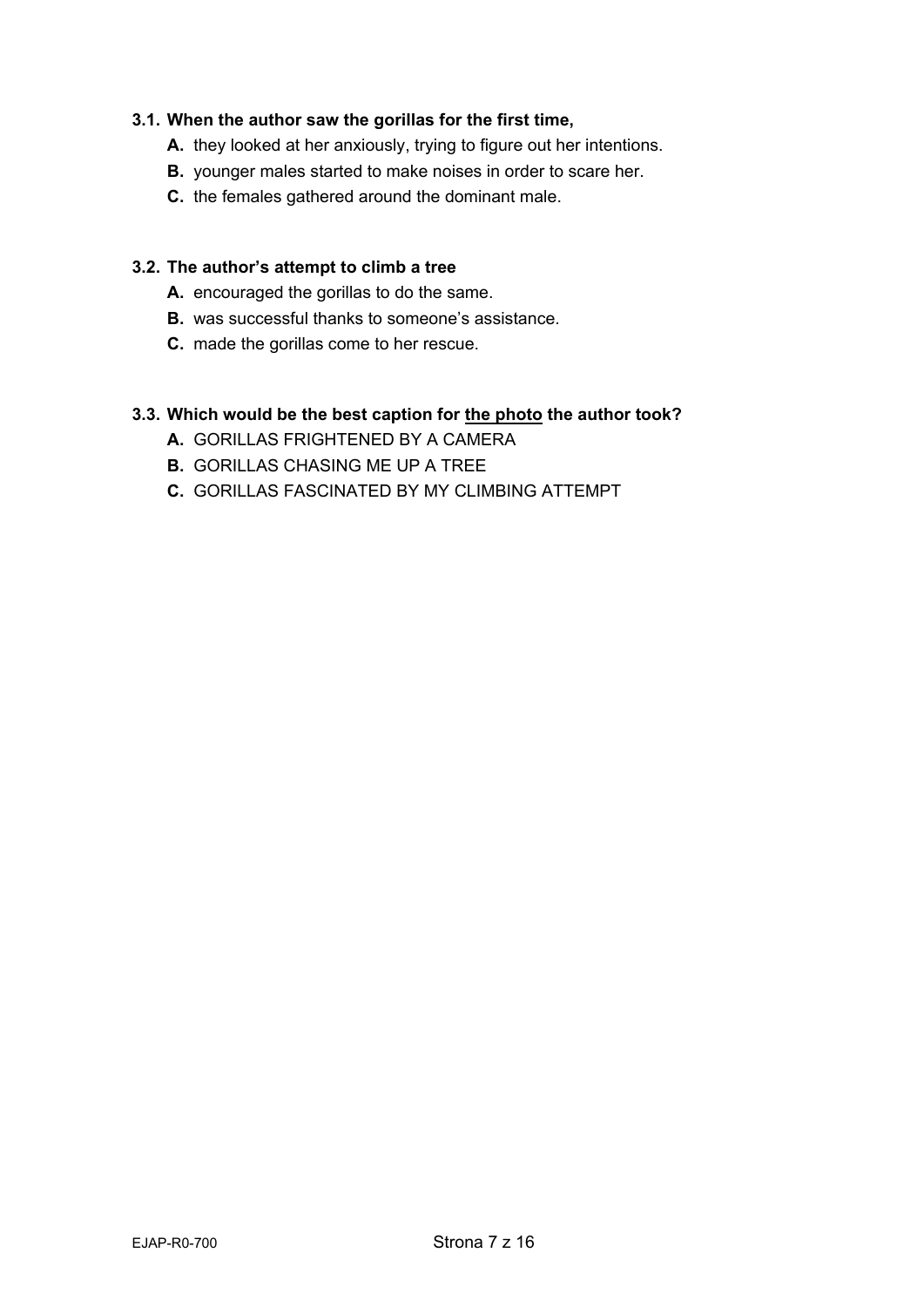**3.1. When the author saw the gorillas for the first time,**

**A.** they looked at her anxiously, trying to figure out her intentions.
**B.** younger males started to make noises in order to scare her.
**C.** the females gathered around the dominant male.

**3.2. The author's attempt to climb a tree**

**A.** encouraged the gorillas to do the same.
**B.** was successful thanks to someone's assistance.
**C.** made the gorillas come to her rescue.

**3.3. Which would be the best caption for <u>the photo</u> the author took?**

**A.** GORILLAS FRIGHTENED BY A CAMERA
**B.** GORILLAS CHASING ME UP A TREE
**C.** GORILLAS FASCINATED BY MY CLIMBING ATTEMPT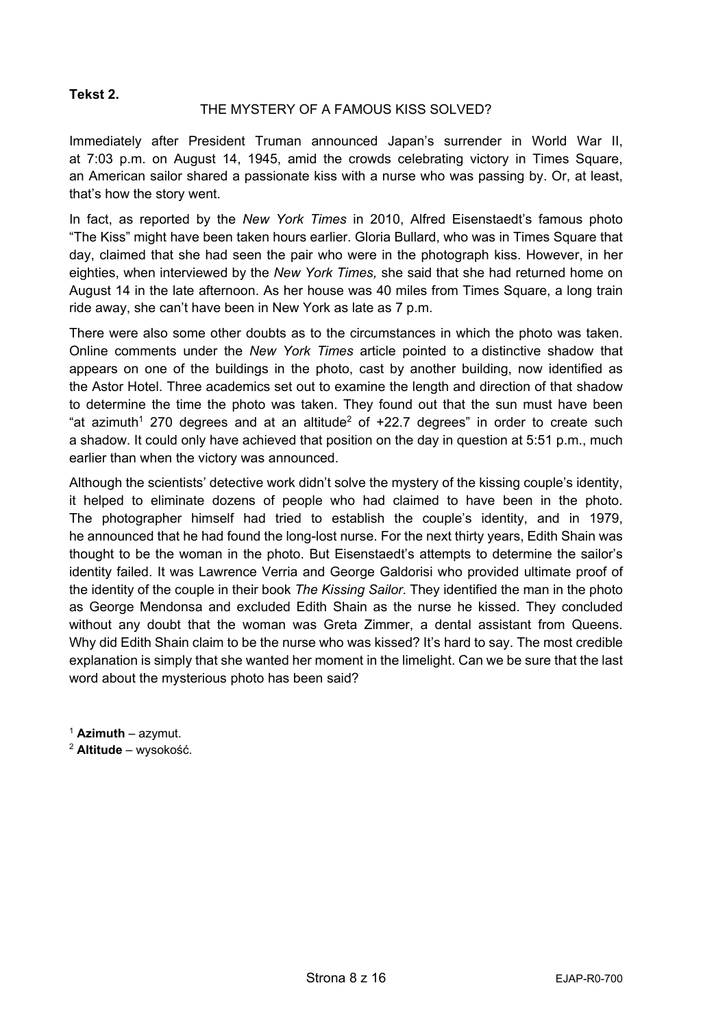**Tekst 2.**

THE MYSTERY OF A FAMOUS KISS SOLVED?

Immediately after President Truman announced Japan's surrender in World War II, at 7:03 p.m. on August 14, 1945, amid the crowds celebrating victory in Times Square, an American sailor shared a passionate kiss with a nurse who was passing by. Or, at least, that's how the story went.

In fact, as reported by the *New York Times* in 2010, Alfred Eisenstaedt's famous photo "The Kiss" might have been taken hours earlier. Gloria Bullard, who was in Times Square that day, claimed that she had seen the pair who were in the photograph kiss. However, in her eighties, when interviewed by the *New York Times,* she said that she had returned home on August 14 in the late afternoon. As her house was 40 miles from Times Square, a long train ride away, she can't have been in New York as late as 7 p.m.

There were also some other doubts as to the circumstances in which the photo was taken. Online comments under the *New York Times* article pointed to a distinctive shadow that appears on one of the buildings in the photo, cast by another building, now identified as the Astor Hotel. Three academics set out to examine the length and direction of that shadow to determine the time the photo was taken. They found out that the sun must have been "at azimuth[1] 270 degrees and at an altitude[2] of +22.7 degrees" in order to create such a shadow. It could only have achieved that position on the day in question at 5:51 p.m., much earlier than when the victory was announced.

Although the scientists' detective work didn't solve the mystery of the kissing couple's identity, it helped to eliminate dozens of people who had claimed to have been in the photo. The photographer himself had tried to establish the couple's identity, and in 1979, he announced that he had found the long-lost nurse. For the next thirty years, Edith Shain was thought to be the woman in the photo. But Eisenstaedt's attempts to determine the sailor's identity failed. It was Lawrence Verria and George Galdorisi who provided ultimate proof of the identity of the couple in their book *The Kissing Sailor.* They identified the man in the photo as George Mendonsa and excluded Edith Shain as the nurse he kissed. They concluded without any doubt that the woman was Greta Zimmer, a dental assistant from Queens. Why did Edith Shain claim to be the nurse who was kissed? It's hard to say. The most credible explanation is simply that she wanted her moment in the limelight. Can we be sure that the last word about the mysterious photo has been said?

[1] **Azimuth** – azymut.
[2] **Altitude** – wysokość.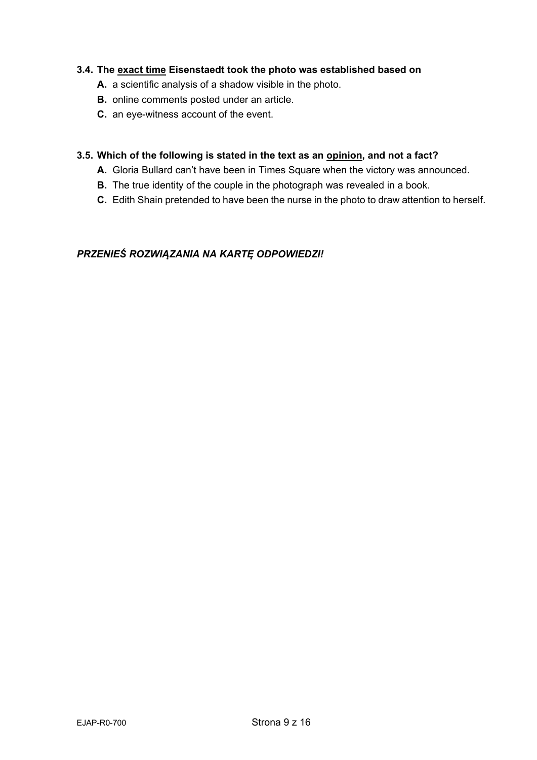**3.4. The <u>exact time</u> Eisenstaedt took the photo was established based on**

**A.** a scientific analysis of a shadow visible in the photo.
**B.** online comments posted under an article.
**C.** an eye-witness account of the event.

**3.5. Which of the following is stated in the text as an <u>opinion</u>, and not a fact?**

**A.** Gloria Bullard can't have been in Times Square when the victory was announced.
**B.** The true identity of the couple in the photograph was revealed in a book.
**C.** Edith Shain pretended to have been the nurse in the photo to draw attention to herself.

***PRZENIEŚ ROZWIĄZANIA NA KARTĘ ODPOWIEDZI!***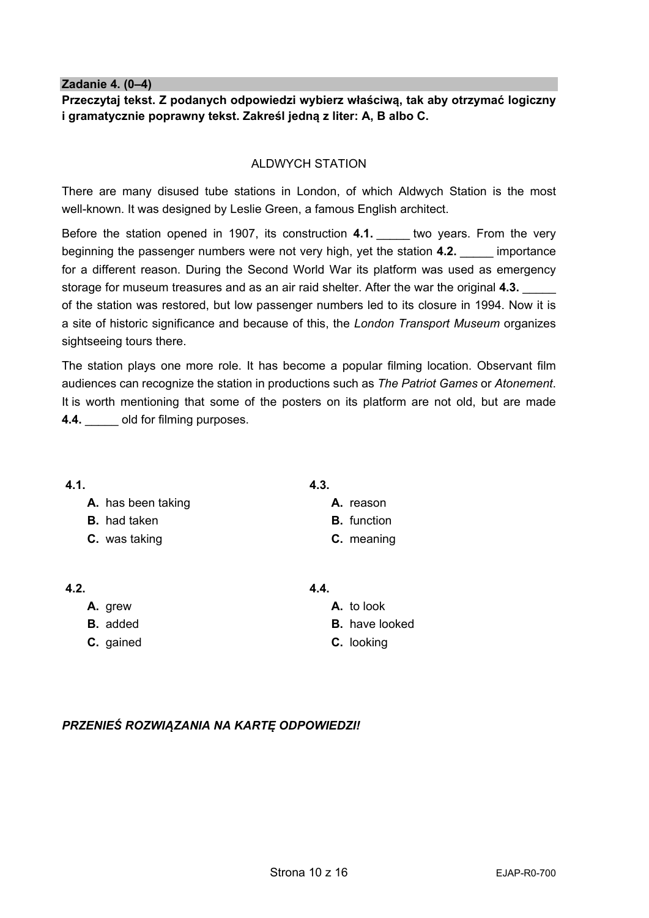**Zadanie 4. (0–4)**

**Przeczytaj tekst. Z podanych odpowiedzi wybierz właściwą, tak aby otrzymać logiczny i gramatycznie poprawny tekst. Zakreśl jedną z liter: A, B albo C.**

ALDWYCH STATION

There are many disused tube stations in London, of which Aldwych Station is the most well-known. It was designed by Leslie Green, a famous English architect.

Before the station opened in 1907, its construction **4.1.** _____ two years. From the very beginning the passenger numbers were not very high, yet the station **4.2.** _____ importance for a different reason. During the Second World War its platform was used as emergency storage for museum treasures and as an air raid shelter. After the war the original **4.3.** _____ of the station was restored, but low passenger numbers led to its closure in 1994. Now it is a site of historic significance and because of this, the *London Transport Museum* organizes sightseeing tours there.

The station plays one more role. It has become a popular filming location. Observant film audiences can recognize the station in productions such as *The Patriot Games* or *Atonement*. It is worth mentioning that some of the posters on its platform are not old, but are made **4.4.** _____ old for filming purposes.

**4.1.**
- **A.** has been taking
- **B.** had taken
- **C.** was taking

**4.2.**
- **A.** grew
- **B.** added
- **C.** gained

**4.3.**
- **A.** reason
- **B.** function
- **C.** meaning

**4.4.**
- **A.** to look
- **B.** have looked
- **C.** looking

***PRZENIEŚ ROZWIĄZANIA NA KARTĘ ODPOWIEDZI!***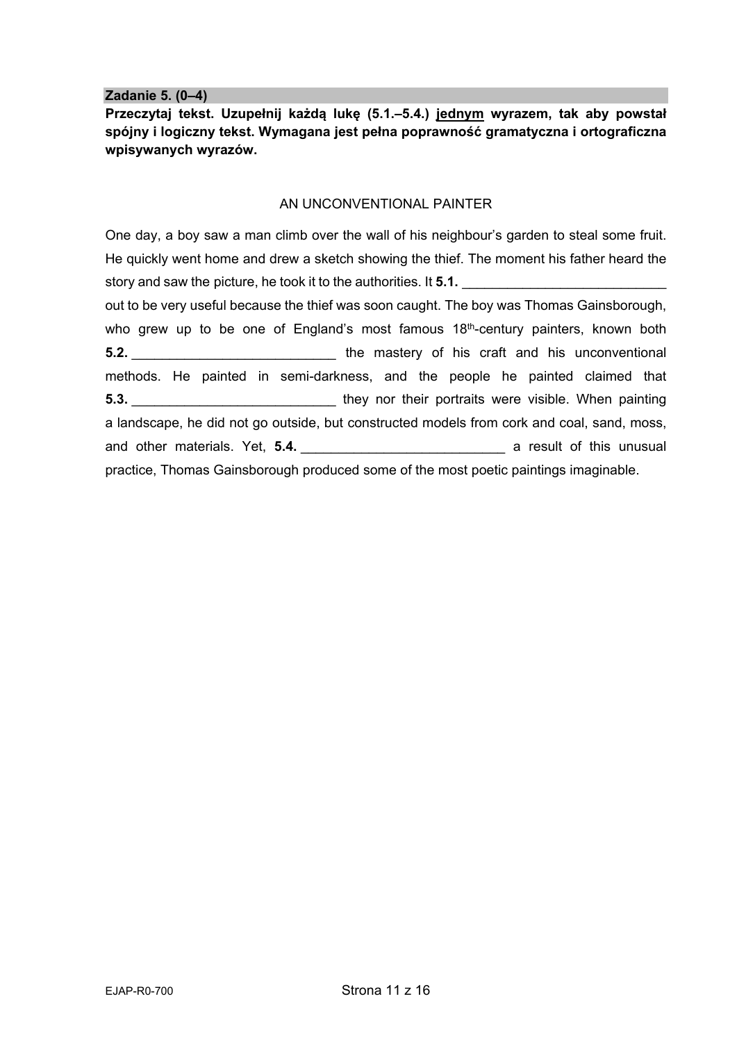**Zadanie 5. (0–4)**

**Przeczytaj tekst. Uzupełnij każdą lukę (5.1.–5.4.) <u>jednym</u> wyrazem, tak aby powstał spójny i logiczny tekst. Wymagana jest pełna poprawność gramatyczna i ortograficzna wpisywanych wyrazów.**

AN UNCONVENTIONAL PAINTER

One day, a boy saw a man climb over the wall of his neighbour's garden to steal some fruit. He quickly went home and drew a sketch showing the thief. The moment his father heard the story and saw the picture, he took it to the authorities. It **5.1.** ___________________________ out to be very useful because the thief was soon caught. The boy was Thomas Gainsborough, who grew up to be one of England's most famous 18th-century painters, known both **5.2.** ___________________________ the mastery of his craft and his unconventional methods. He painted in semi-darkness, and the people he painted claimed that **5.3.** ___________________________ they nor their portraits were visible. When painting a landscape, he did not go outside, but constructed models from cork and coal, sand, moss, and other materials. Yet, **5.4.** ___________________________ a result of this unusual practice, Thomas Gainsborough produced some of the most poetic paintings imaginable.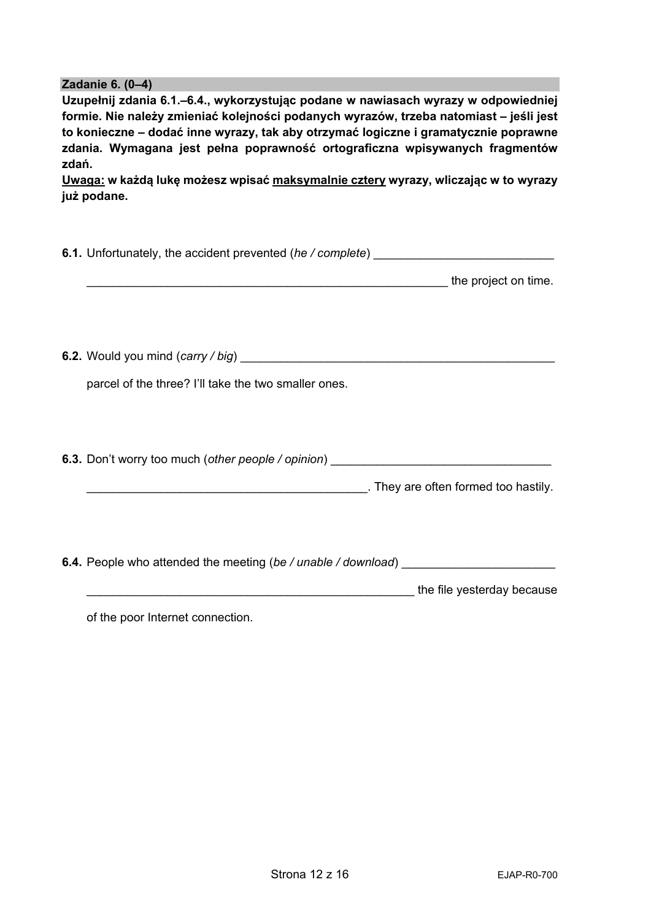**Zadanie 6. (0–4)**

**Uzupełnij zdania 6.1.–6.4., wykorzystując podane w nawiasach wyrazy w odpowiedniej formie. Nie należy zmieniać kolejności podanych wyrazów, trzeba natomiast – jeśli jest to konieczne – dodać inne wyrazy, tak aby otrzymać logiczne i gramatycznie poprawne zdania. Wymagana jest pełna poprawność ortograficzna wpisywanych fragmentów zdań.**

**<u>Uwaga:</u> w każdą lukę możesz wpisać <u>maksymalnie cztery</u> wyrazy, wliczając w to wyrazy już podane.**

**6.1.** Unfortunately, the accident prevented (*he / complete*) ______________________________________________ the project on time.

**6.2.** Would you mind (*carry / big*) ______________________________________________ parcel of the three? I'll take the two smaller ones.

**6.3.** Don't worry too much (*other people / opinion*) ______________________________________________. They are often formed too hastily.

**6.4.** People who attended the meeting (*be / unable / download*) ______________________________________________ the file yesterday because of the poor Internet connection.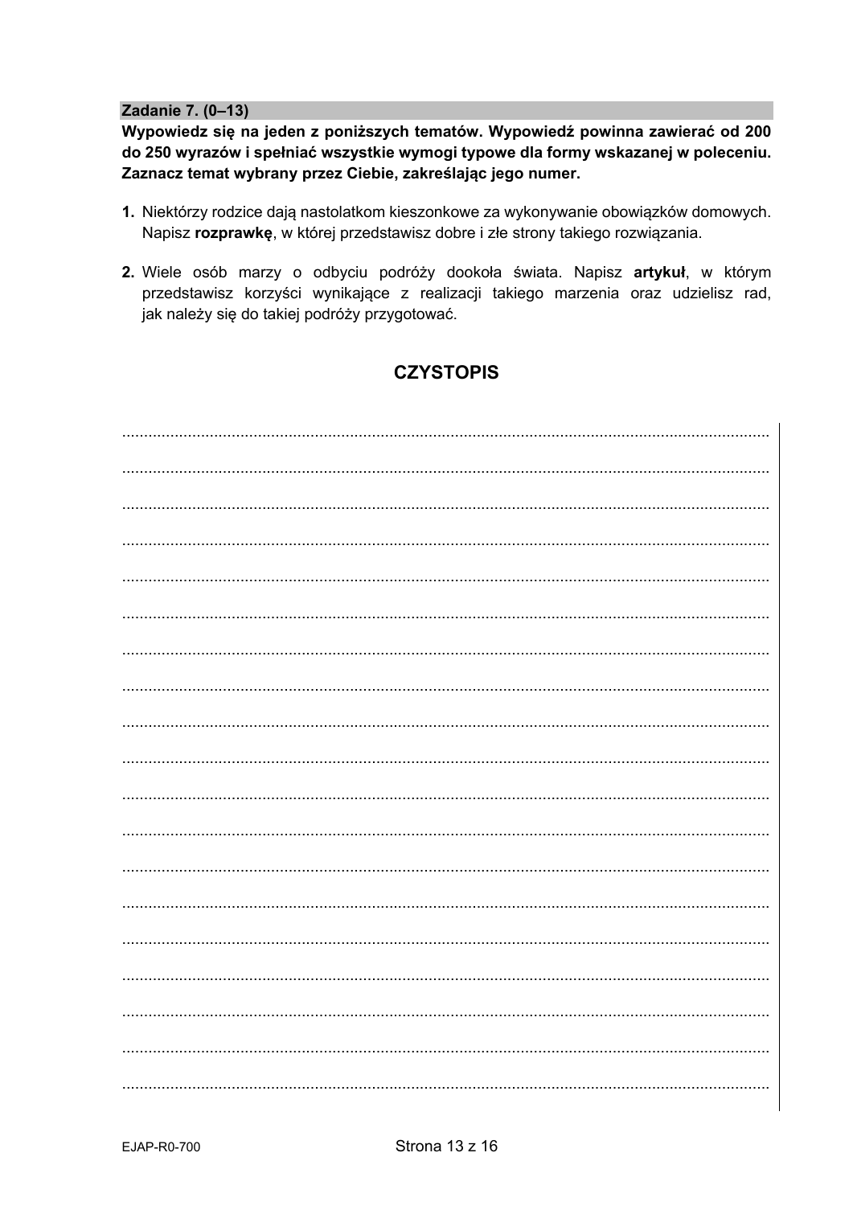**Zadanie 7. (0–13)**

**Wypowiedz się na jeden z poniższych tematów. Wypowiedź powinna zawierać od 200 do 250 wyrazów i spełniać wszystkie wymogi typowe dla formy wskazanej w poleceniu. Zaznacz temat wybrany przez Ciebie, zakreślając jego numer.**

**1.** Niektórzy rodzice dają nastolatkom kieszonkowe za wykonywanie obowiązków domowych. Napisz **rozprawkę**, w której przedstawisz dobre i złe strony takiego rozwiązania.

**2.** Wiele osób marzy o odbyciu podróży dookoła świata. Napisz **artykuł**, w którym przedstawisz korzyści wynikające z realizacji takiego marzenia oraz udzielisz rad, jak należy się do takiej podróży przygotować.

## CZYSTOPIS

..................................................................................................................................................

..................................................................................................................................................

..................................................................................................................................................

..................................................................................................................................................

..................................................................................................................................................

..................................................................................................................................................

..................................................................................................................................................

..................................................................................................................................................

..................................................................................................................................................

..................................................................................................................................................

..................................................................................................................................................

..................................................................................................................................................

..................................................................................................................................................

..................................................................................................................................................

..................................................................................................................................................

..................................................................................................................................................

..................................................................................................................................................

..................................................................................................................................................

..................................................................................................................................................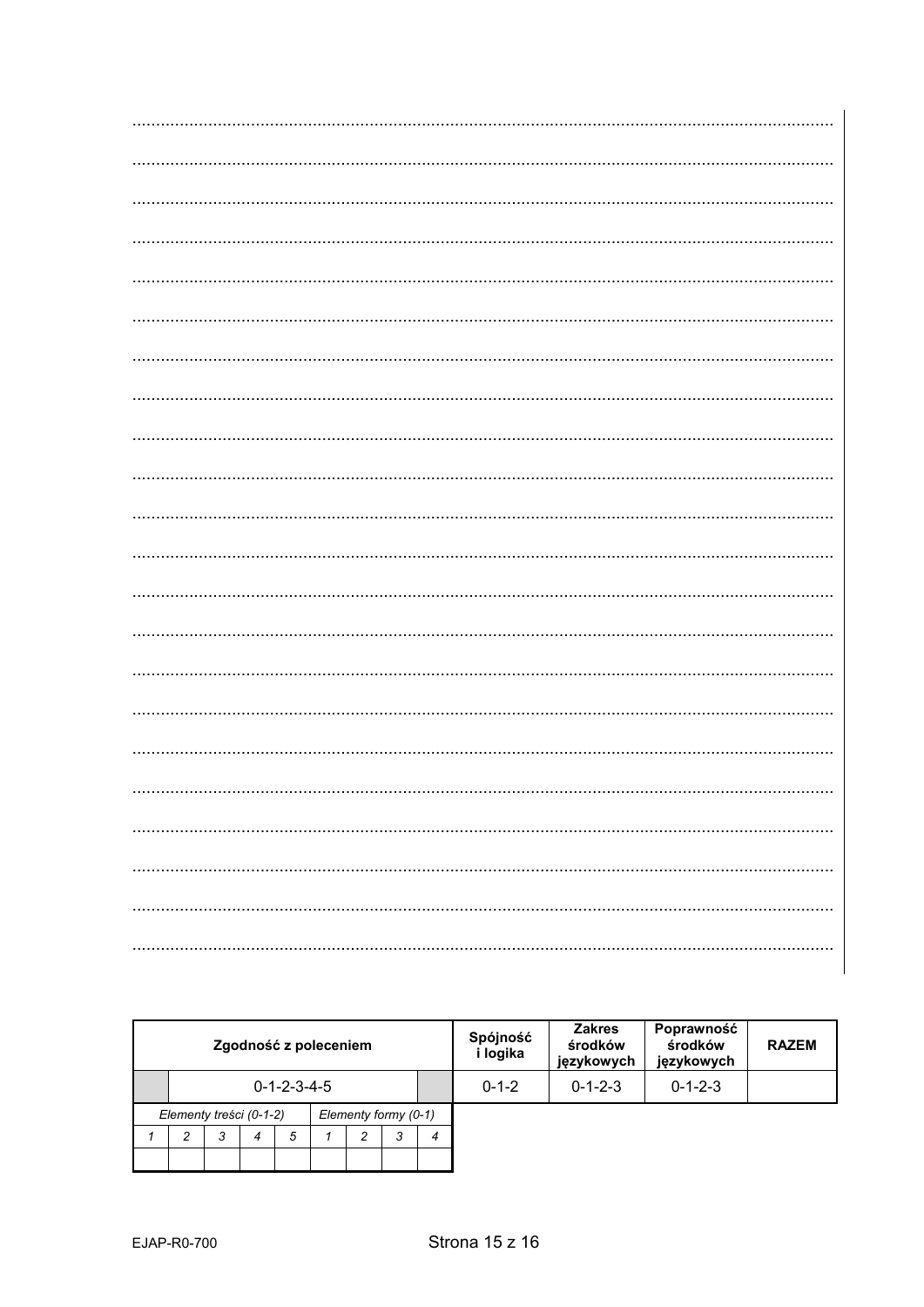..................................................................................................................................................

..................................................................................................................................................

..................................................................................................................................................

..................................................................................................................................................

..................................................................................................................................................

..................................................................................................................................................

..................................................................................................................................................

..................................................................................................................................................

..................................................................................................................................................

..................................................................................................................................................

..................................................................................................................................................

..................................................................................................................................................

..................................................................................................................................................

..................................................................................................................................................

..................................................................................................................................................

..................................................................................................................................................

..................................................................................................................................................

..................................................................................................................................................

..................................................................................................................................................

..................................................................................................................................................

..................................................................................................................................................

..................................................................................................................................................

| **Zgodność z poleceniem** | | | | | | | | | **Spójność i logika** | **Zakres środków językowych** | **Poprawność środków językowych** | **RAZEM** |
|---|---|---|---|---|---|---|---|---|---|---|---|---|
| | 0-1-2-3-4-5 | | | | | | | | 0-1-2 | 0-1-2-3 | 0-1-2-3 | |
| *Elementy treści (0-1-2)* | | | | | *Elementy formy (0-1)* | | | | | | | |
| *1* | *2* | *3* | *4* | *5* | *1* | *2* | *3* | *4* | | | | |
| | | | | | | | | | | | | |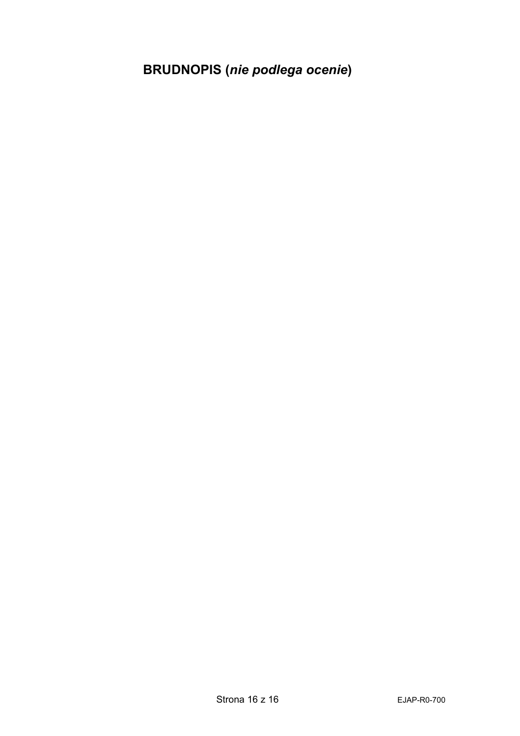**BRUDNOPIS (*nie podlega ocenie*)**